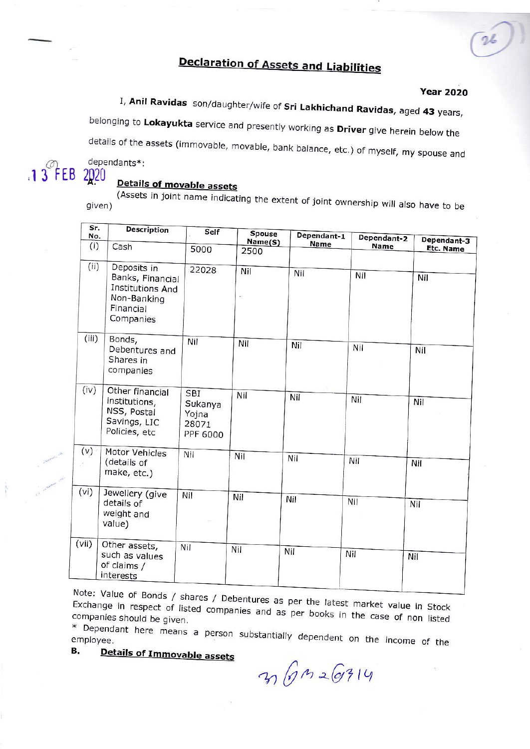# Declaration of Assets and Liabilities

**Year 2020**

I, **Anil Ravidas** son/daughter/wife of **Sri Lakhichand Ravidas**, aged **43** years, belonging to **Lokayukta** service and presently working as **Driver** give herein below the details of the assets (immovable, movable, bank balance, etc.) of myself, my spouse and dependants*:

13 FEB 2020

**A. Details of movable assets**

(Assets in joint name indicating the extent of joint ownership will also have to be given)

| Sr. No. | Description | Self | Spouse Name(S) | Dependant-1 Name | Dependant-2 Name | Dependant-3 Etc. Name |
|---|---|---|---|---|---|---|
| (i) | Cash | 5000 | 2500 | | | |
| (ii) | Deposits in Banks, Financial Institutions And Non-Banking Financial Companies | 22028 | Nil | Nil | Nil | Nil |
| (iii) | Bonds, Debentures and Shares in companies | Nil | Nil | Nil | Nil | Nil |
| (iv) | Other financial institutions, NSS, Postal Savings, LIC Policies, etc | SBI Sukanya Yojna 28071 PPF 6000 | Nil | Nil | Nil | Nil |
| (v) | Motor Vehicles (details of make, etc.) | Nil | Nil | Nil | Nil | Nil |
| (vi) | Jewellery (give details of weight and value) | Nil | Nil | Nil | Nil | Nil |
| (vii) | Other assets, such as values of claims / interests | Nil | Nil | Nil | Nil | Nil |

Note: Value of Bonds / shares / Debentures as per the latest market value in Stock Exchange in respect of listed companies and as per books in the case of non listed companies should be given.

\* Dependant here means a person substantially dependent on the income of the employee.

**B. Details of Immovable assets**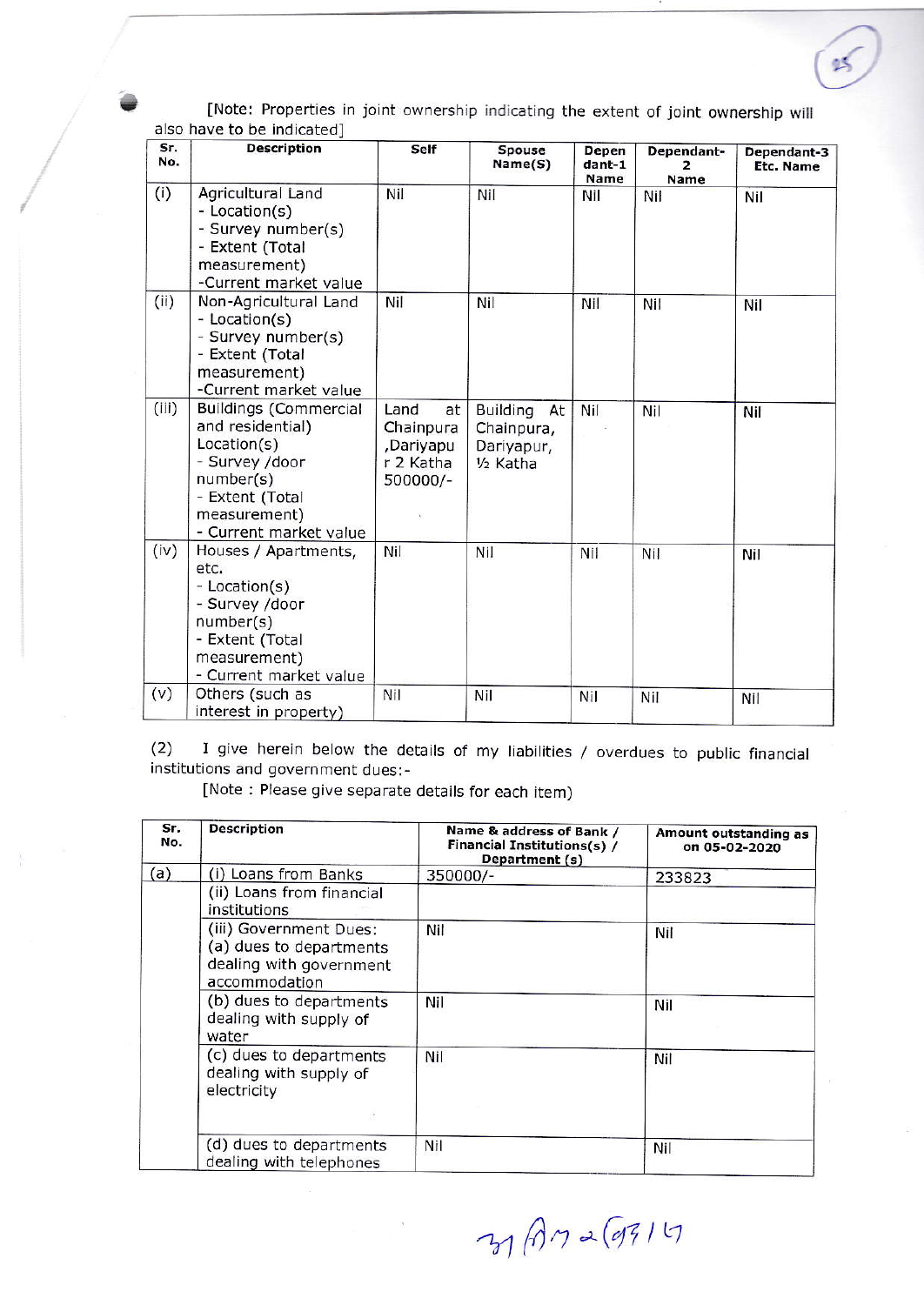[Note: Properties in joint ownership indicating the extent of joint ownership will also have to be indicated]

| Sr. No. | Description | Self | Spouse Name(S) | Dependant-1 Name | Dependant-2 Name | Dependant-3 Etc. Name |
|---|---|---|---|---|---|---|
| (i) | Agricultural Land<br>- Location(s)<br>- Survey number(s)<br>- Extent (Total measurement)<br>-Current market value | Nil | Nil | Nil | Nil | Nil |
| (ii) | Non-Agricultural Land<br>- Location(s)<br>- Survey number(s)<br>- Extent (Total measurement)<br>-Current market value | Nil | Nil | Nil | Nil | Nil |
| (iii) | Buildings (Commercial and residential)<br>Location(s)<br>- Survey /door number(s)<br>- Extent (Total measurement)<br>- Current market value | Land at Chainpura ,Dariyapur 2 Katha 500000/- | Building At Chainpura, Dariyapur, ½ Katha | Nil | Nil | Nil |
| (iv) | Houses / Apartments, etc.<br>- Location(s)<br>- Survey /door number(s)<br>- Extent (Total measurement)<br>- Current market value | Nil | Nil | Nil | Nil | Nil |
| (v) | Others (such as interest in property) | Nil | Nil | Nil | Nil | Nil |

(2) I give herein below the details of my liabilities / overdues to public financial institutions and government dues:-

[Note : Please give separate details for each item)

| Sr. No. | Description | Name & address of Bank / Financial Institutions(s) / Department (s) | Amount outstanding as on 05-02-2020 |
|---|---|---|---|
| (a) | (i) Loans from Banks | 350000/- | 233823 |
| | (ii) Loans from financial institutions | | |
| | (iii) Government Dues:<br>(a) dues to departments dealing with government accommodation | Nil | Nil |
| | (b) dues to departments dealing with supply of water | Nil | Nil |
| | (c) dues to departments dealing with supply of electricity | Nil | Nil |
| | (d) dues to departments dealing with telephones | Nil | Nil |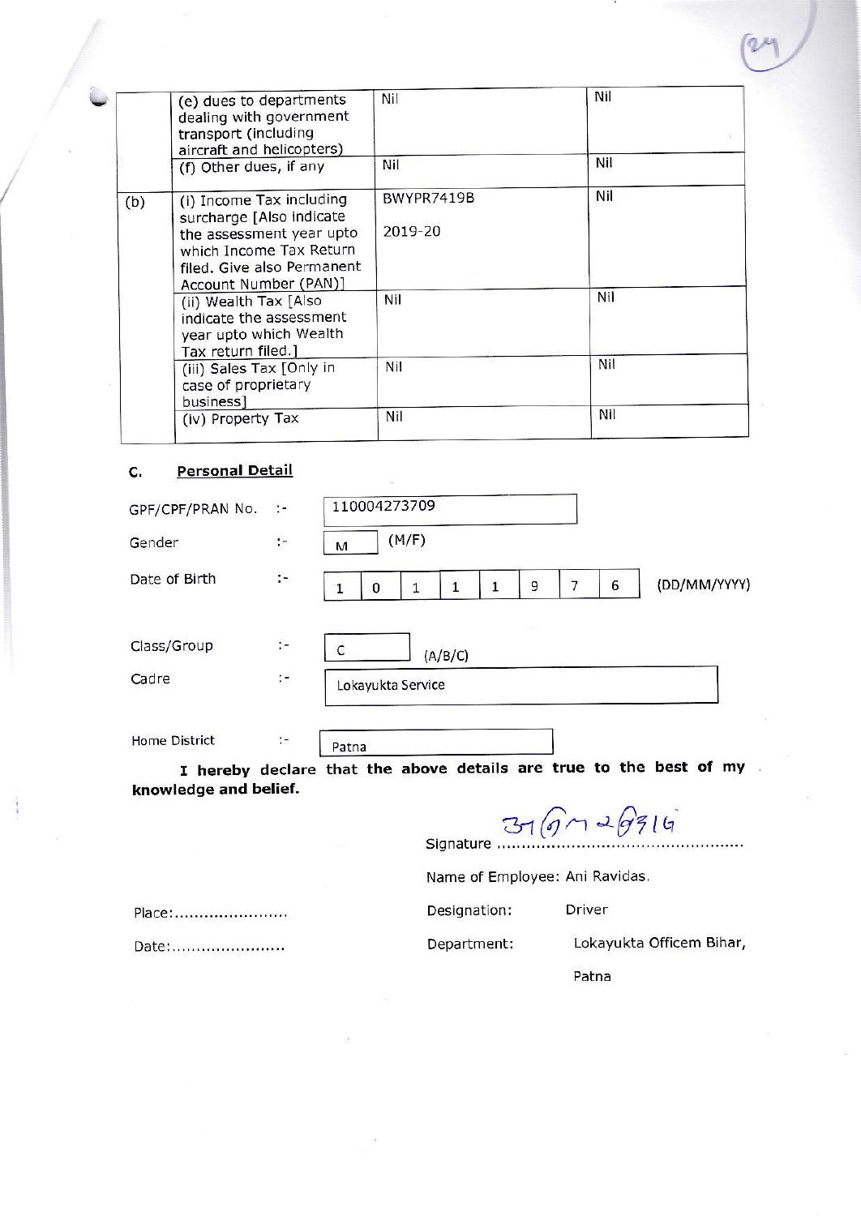| | | | |
|---|---|---|---|
| | (e) dues to departments dealing with government transport (including aircraft and helicopters) | Nil | Nil |
| | (f) Other dues, if any | Nil | Nil |
| (b) | (i) Income Tax including surcharge [Also indicate the assessment year upto which Income Tax Return filed. Give also Permanent Account Number (PAN)] | BWYPR7419B<br><br>2019-20 | Nil |
| | (ii) Wealth Tax [Also indicate the assessment year upto which Wealth Tax return filed.] | Nil | Nil |
| | (iii) Sales Tax [Only in case of proprietary business] | Nil | Nil |
| | (iv) Property Tax | Nil | Nil |

**C. Personal Detail**

GPF/CPF/PRAN No. :- 110004273709

Gender :- M (M/F)

Date of Birth :- 1 0 1 1 1 9 7 6 (DD/MM/YYYY)

Class/Group :- C (A/B/C)

Cadre :- Lokayukta Service

Home District :- Patna

**I hereby declare that the above details are true to the best of my knowledge and belief.**

Signature ...............................................

Name of Employee: Ani Ravidas.

Place:......................

Designation: Driver

Date:......................

Department: Lokayukta Officem Bihar, Patna